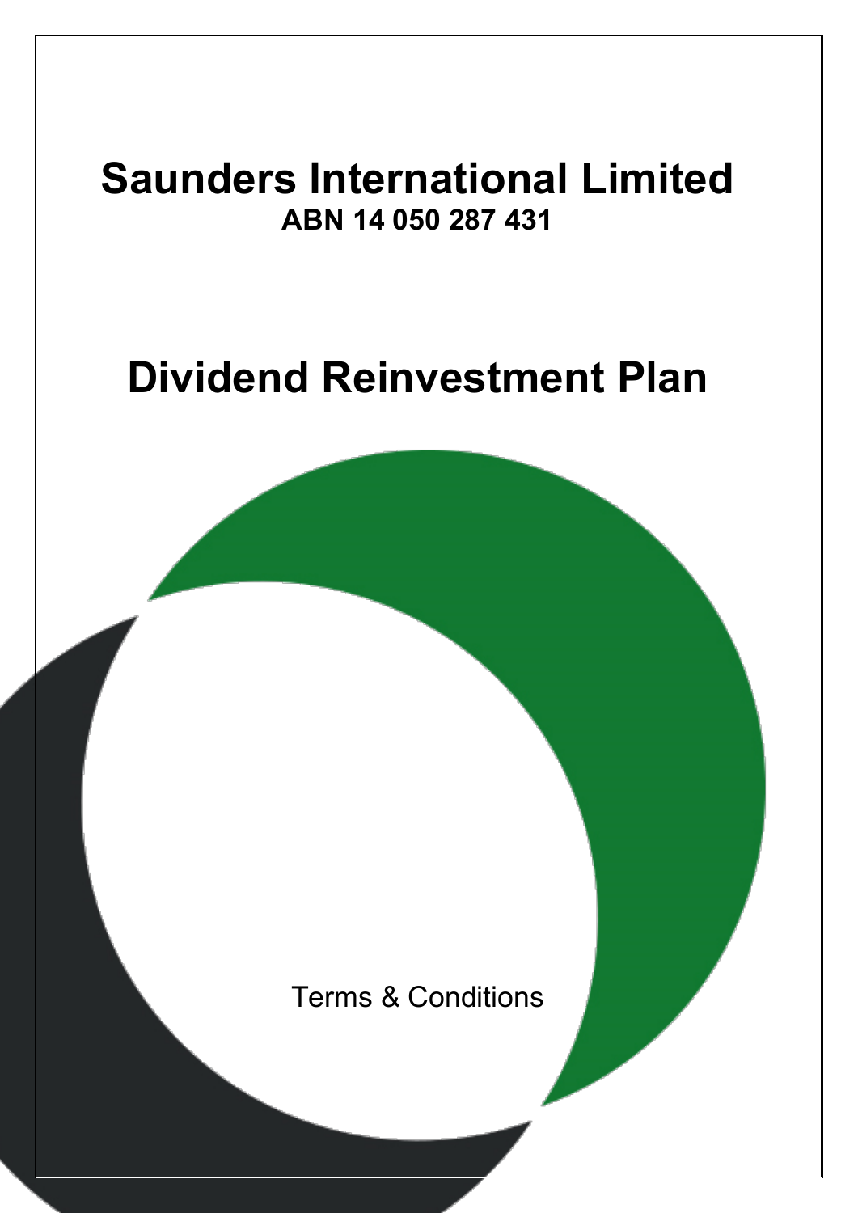# Saunders International Limited

**ABN 14 050 287 431**

# Dividend Reinvestment Plan

Terms & Conditions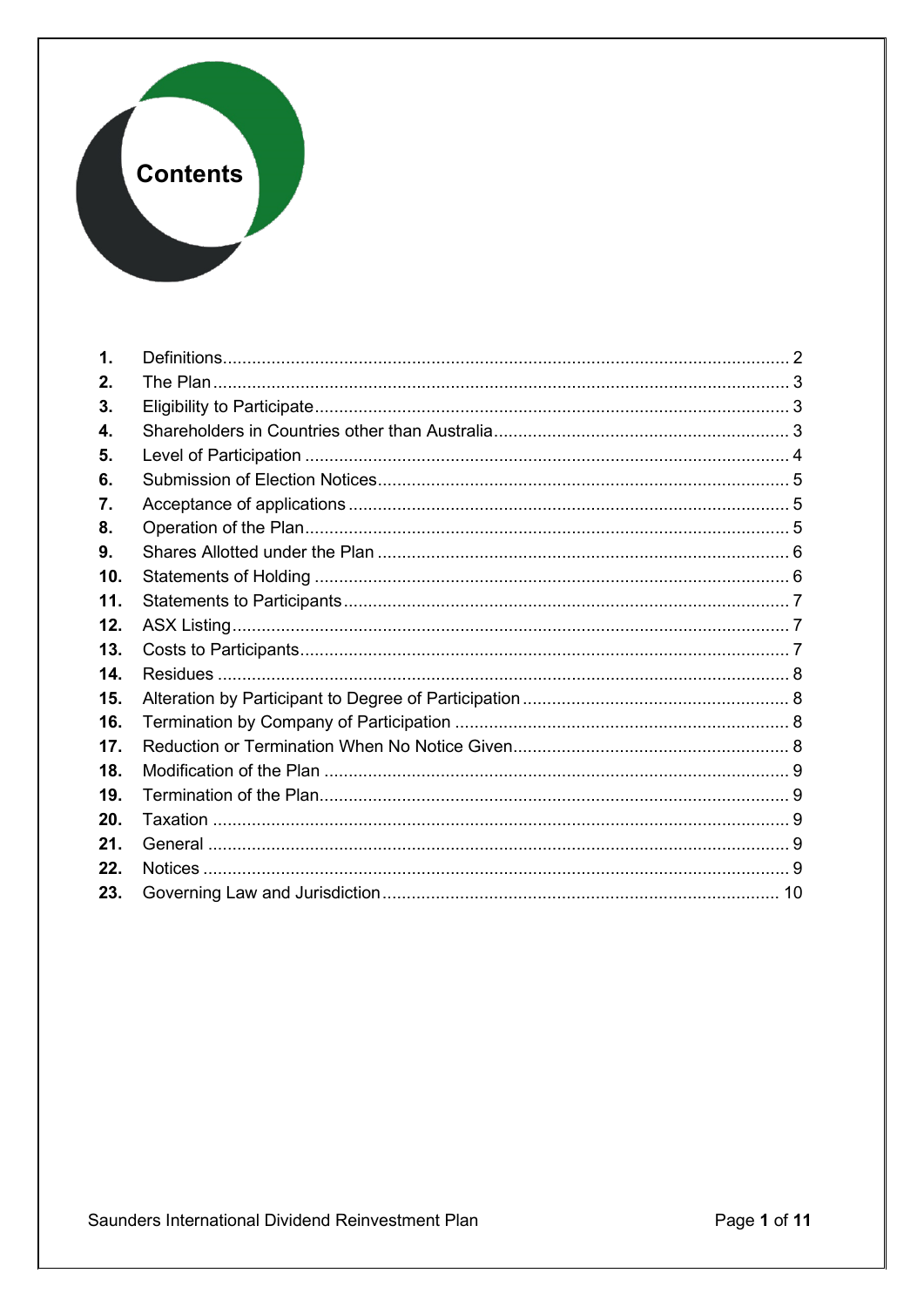# Contents

| | | |
|---|---|---|
| **1.** | Definitions | 2 |
| **2.** | The Plan | 3 |
| **3.** | Eligibility to Participate | 3 |
| **4.** | Shareholders in Countries other than Australia | 3 |
| **5.** | Level of Participation | 4 |
| **6.** | Submission of Election Notices | 5 |
| **7.** | Acceptance of applications | 5 |
| **8.** | Operation of the Plan | 5 |
| **9.** | Shares Allotted under the Plan | 6 |
| **10.** | Statements of Holding | 6 |
| **11.** | Statements to Participants | 7 |
| **12.** | ASX Listing | 7 |
| **13.** | Costs to Participants | 7 |
| **14.** | Residues | 8 |
| **15.** | Alteration by Participant to Degree of Participation | 8 |
| **16.** | Termination by Company of Participation | 8 |
| **17.** | Reduction or Termination When No Notice Given | 8 |
| **18.** | Modification of the Plan | 9 |
| **19.** | Termination of the Plan | 9 |
| **20.** | Taxation | 9 |
| **21.** | General | 9 |
| **22.** | Notices | 9 |
| **23.** | Governing Law and Jurisdiction | 10 |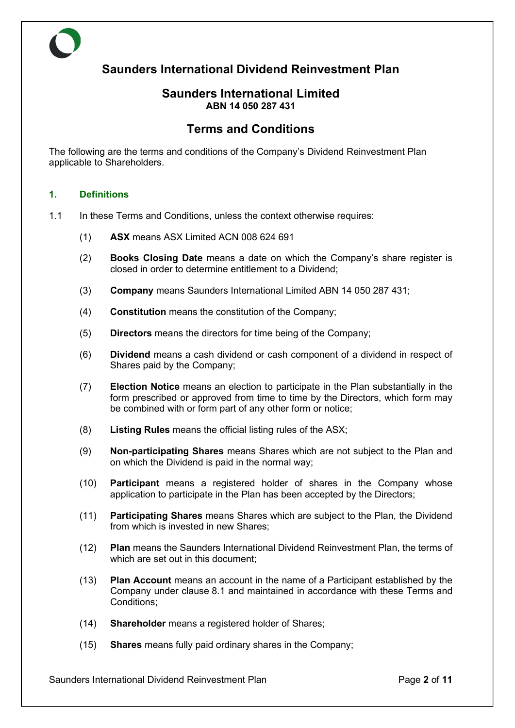# Saunders International Dividend Reinvestment Plan

## Saunders International Limited

**ABN 14 050 287 431**

## Terms and Conditions

The following are the terms and conditions of the Company's Dividend Reinvestment Plan applicable to Shareholders.

### 1. Definitions

1.1 In these Terms and Conditions, unless the context otherwise requires:

(1) **ASX** means ASX Limited ACN 008 624 691

(2) **Books Closing Date** means a date on which the Company's share register is closed in order to determine entitlement to a Dividend;

(3) **Company** means Saunders International Limited ABN 14 050 287 431;

(4) **Constitution** means the constitution of the Company;

(5) **Directors** means the directors for time being of the Company;

(6) **Dividend** means a cash dividend or cash component of a dividend in respect of Shares paid by the Company;

(7) **Election Notice** means an election to participate in the Plan substantially in the form prescribed or approved from time to time by the Directors, which form may be combined with or form part of any other form or notice;

(8) **Listing Rules** means the official listing rules of the ASX;

(9) **Non-participating Shares** means Shares which are not subject to the Plan and on which the Dividend is paid in the normal way;

(10) **Participant** means a registered holder of shares in the Company whose application to participate in the Plan has been accepted by the Directors;

(11) **Participating Shares** means Shares which are subject to the Plan, the Dividend from which is invested in new Shares;

(12) **Plan** means the Saunders International Dividend Reinvestment Plan, the terms of which are set out in this document;

(13) **Plan Account** means an account in the name of a Participant established by the Company under clause 8.1 and maintained in accordance with these Terms and Conditions;

(14) **Shareholder** means a registered holder of Shares;

(15) **Shares** means fully paid ordinary shares in the Company;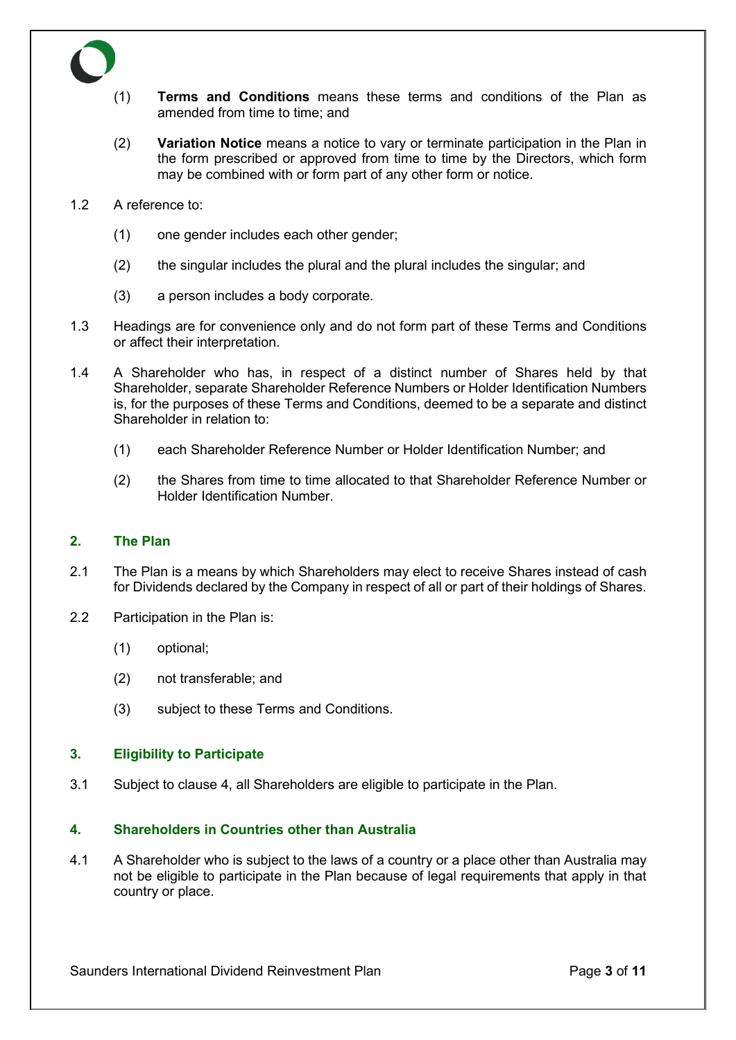(1) **Terms and Conditions** means these terms and conditions of the Plan as amended from time to time; and

(2) **Variation Notice** means a notice to vary or terminate participation in the Plan in the form prescribed or approved from time to time by the Directors, which form may be combined with or form part of any other form or notice.

1.2 A reference to:

(1) one gender includes each other gender;

(2) the singular includes the plural and the plural includes the singular; and

(3) a person includes a body corporate.

1.3 Headings are for convenience only and do not form part of these Terms and Conditions or affect their interpretation.

1.4 A Shareholder who has, in respect of a distinct number of Shares held by that Shareholder, separate Shareholder Reference Numbers or Holder Identification Numbers is, for the purposes of these Terms and Conditions, deemed to be a separate and distinct Shareholder in relation to:

(1) each Shareholder Reference Number or Holder Identification Number; and

(2) the Shares from time to time allocated to that Shareholder Reference Number or Holder Identification Number.

## 2. The Plan

2.1 The Plan is a means by which Shareholders may elect to receive Shares instead of cash for Dividends declared by the Company in respect of all or part of their holdings of Shares.

2.2 Participation in the Plan is:

(1) optional;

(2) not transferable; and

(3) subject to these Terms and Conditions.

## 3. Eligibility to Participate

3.1 Subject to clause 4, all Shareholders are eligible to participate in the Plan.

## 4. Shareholders in Countries other than Australia

4.1 A Shareholder who is subject to the laws of a country or a place other than Australia may not be eligible to participate in the Plan because of legal requirements that apply in that country or place.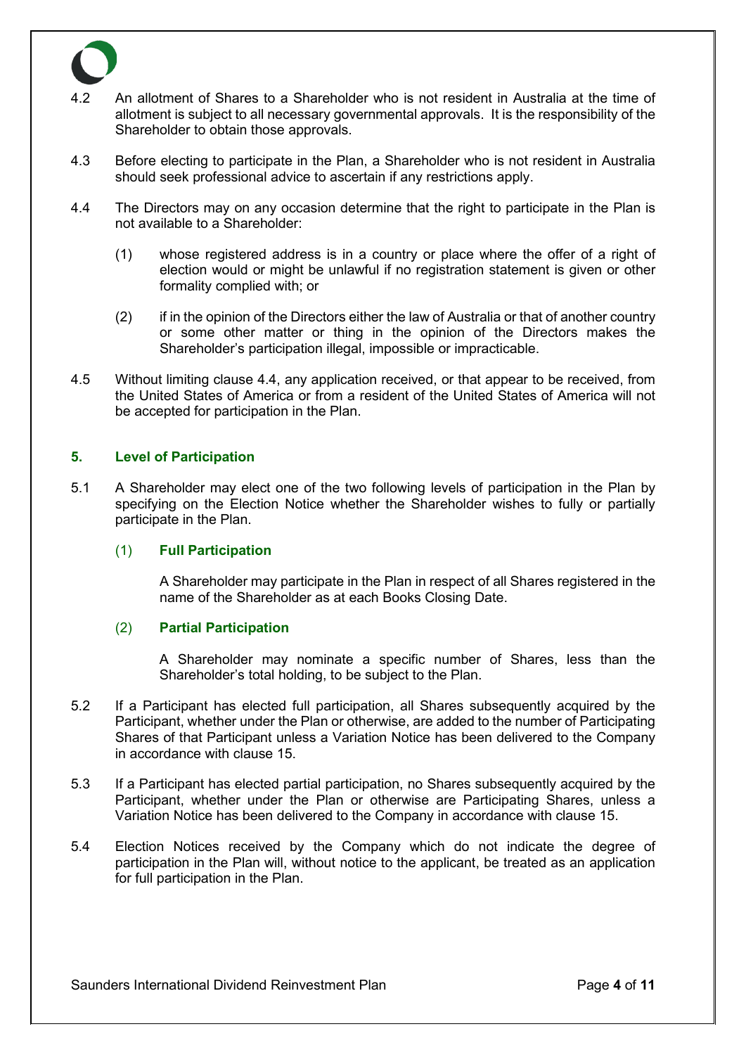4.2 An allotment of Shares to a Shareholder who is not resident in Australia at the time of allotment is subject to all necessary governmental approvals. It is the responsibility of the Shareholder to obtain those approvals.

4.3 Before electing to participate in the Plan, a Shareholder who is not resident in Australia should seek professional advice to ascertain if any restrictions apply.

4.4 The Directors may on any occasion determine that the right to participate in the Plan is not available to a Shareholder:

(1) whose registered address is in a country or place where the offer of a right of election would or might be unlawful if no registration statement is given or other formality complied with; or

(2) if in the opinion of the Directors either the law of Australia or that of another country or some other matter or thing in the opinion of the Directors makes the Shareholder's participation illegal, impossible or impracticable.

4.5 Without limiting clause 4.4, any application received, or that appear to be received, from the United States of America or from a resident of the United States of America will not be accepted for participation in the Plan.

## 5. Level of Participation

5.1 A Shareholder may elect one of the two following levels of participation in the Plan by specifying on the Election Notice whether the Shareholder wishes to fully or partially participate in the Plan.

### (1) Full Participation

A Shareholder may participate in the Plan in respect of all Shares registered in the name of the Shareholder as at each Books Closing Date.

### (2) Partial Participation

A Shareholder may nominate a specific number of Shares, less than the Shareholder's total holding, to be subject to the Plan.

5.2 If a Participant has elected full participation, all Shares subsequently acquired by the Participant, whether under the Plan or otherwise, are added to the number of Participating Shares of that Participant unless a Variation Notice has been delivered to the Company in accordance with clause 15.

5.3 If a Participant has elected partial participation, no Shares subsequently acquired by the Participant, whether under the Plan or otherwise are Participating Shares, unless a Variation Notice has been delivered to the Company in accordance with clause 15.

5.4 Election Notices received by the Company which do not indicate the degree of participation in the Plan will, without notice to the applicant, be treated as an application for full participation in the Plan.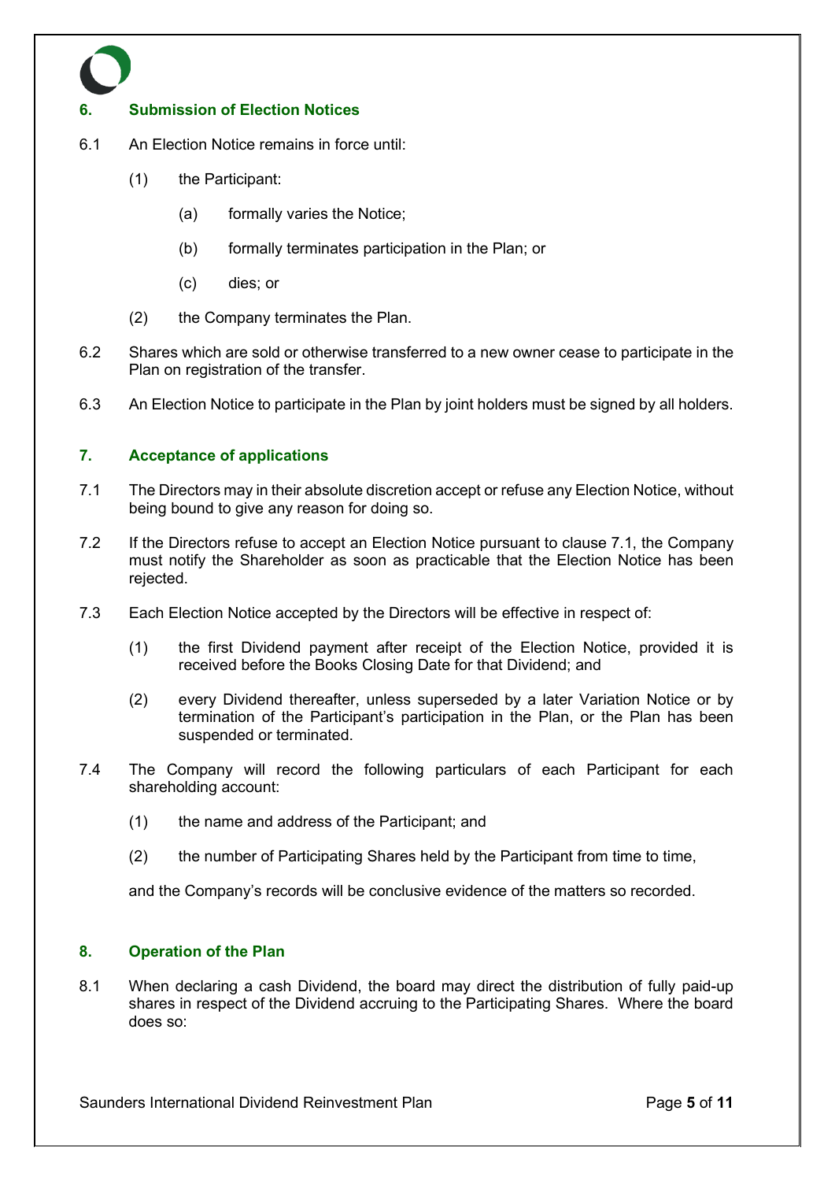## 6. Submission of Election Notices

6.1 An Election Notice remains in force until:

(1) the Participant:

(a) formally varies the Notice;

(b) formally terminates participation in the Plan; or

(c) dies; or

(2) the Company terminates the Plan.

6.2 Shares which are sold or otherwise transferred to a new owner cease to participate in the Plan on registration of the transfer.

6.3 An Election Notice to participate in the Plan by joint holders must be signed by all holders.

## 7. Acceptance of applications

7.1 The Directors may in their absolute discretion accept or refuse any Election Notice, without being bound to give any reason for doing so.

7.2 If the Directors refuse to accept an Election Notice pursuant to clause 7.1, the Company must notify the Shareholder as soon as practicable that the Election Notice has been rejected.

7.3 Each Election Notice accepted by the Directors will be effective in respect of:

(1) the first Dividend payment after receipt of the Election Notice, provided it is received before the Books Closing Date for that Dividend; and

(2) every Dividend thereafter, unless superseded by a later Variation Notice or by termination of the Participant's participation in the Plan, or the Plan has been suspended or terminated.

7.4 The Company will record the following particulars of each Participant for each shareholding account:

(1) the name and address of the Participant; and

(2) the number of Participating Shares held by the Participant from time to time,

and the Company's records will be conclusive evidence of the matters so recorded.

## 8. Operation of the Plan

8.1 When declaring a cash Dividend, the board may direct the distribution of fully paid-up shares in respect of the Dividend accruing to the Participating Shares. Where the board does so: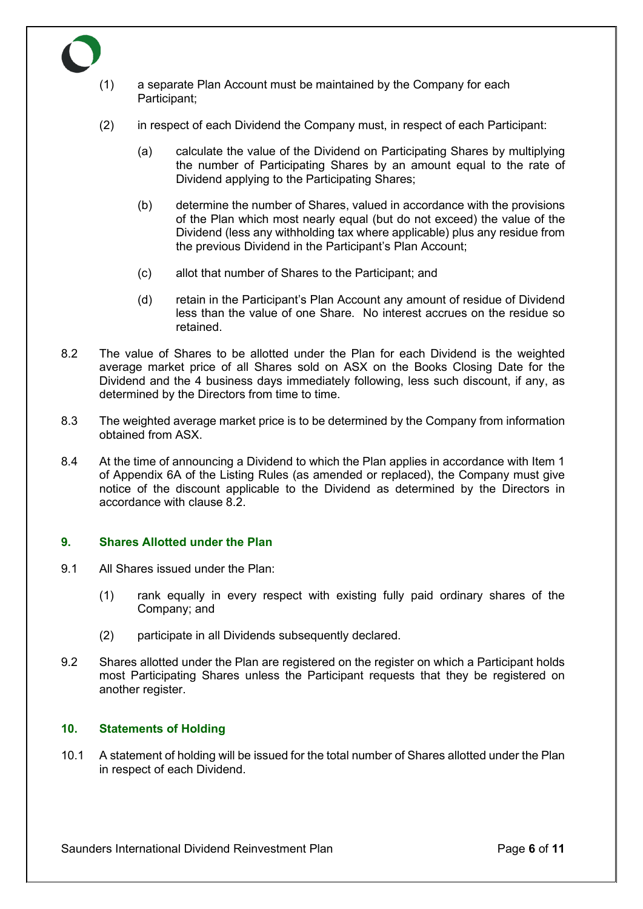(1) a separate Plan Account must be maintained by the Company for each Participant;

(2) in respect of each Dividend the Company must, in respect of each Participant:

(a) calculate the value of the Dividend on Participating Shares by multiplying the number of Participating Shares by an amount equal to the rate of Dividend applying to the Participating Shares;

(b) determine the number of Shares, valued in accordance with the provisions of the Plan which most nearly equal (but do not exceed) the value of the Dividend (less any withholding tax where applicable) plus any residue from the previous Dividend in the Participant's Plan Account;

(c) allot that number of Shares to the Participant; and

(d) retain in the Participant's Plan Account any amount of residue of Dividend less than the value of one Share. No interest accrues on the residue so retained.

8.2 The value of Shares to be allotted under the Plan for each Dividend is the weighted average market price of all Shares sold on ASX on the Books Closing Date for the Dividend and the 4 business days immediately following, less such discount, if any, as determined by the Directors from time to time.

8.3 The weighted average market price is to be determined by the Company from information obtained from ASX.

8.4 At the time of announcing a Dividend to which the Plan applies in accordance with Item 1 of Appendix 6A of the Listing Rules (as amended or replaced), the Company must give notice of the discount applicable to the Dividend as determined by the Directors in accordance with clause 8.2.

## 9. Shares Allotted under the Plan

9.1 All Shares issued under the Plan:

(1) rank equally in every respect with existing fully paid ordinary shares of the Company; and

(2) participate in all Dividends subsequently declared.

9.2 Shares allotted under the Plan are registered on the register on which a Participant holds most Participating Shares unless the Participant requests that they be registered on another register.

## 10. Statements of Holding

10.1 A statement of holding will be issued for the total number of Shares allotted under the Plan in respect of each Dividend.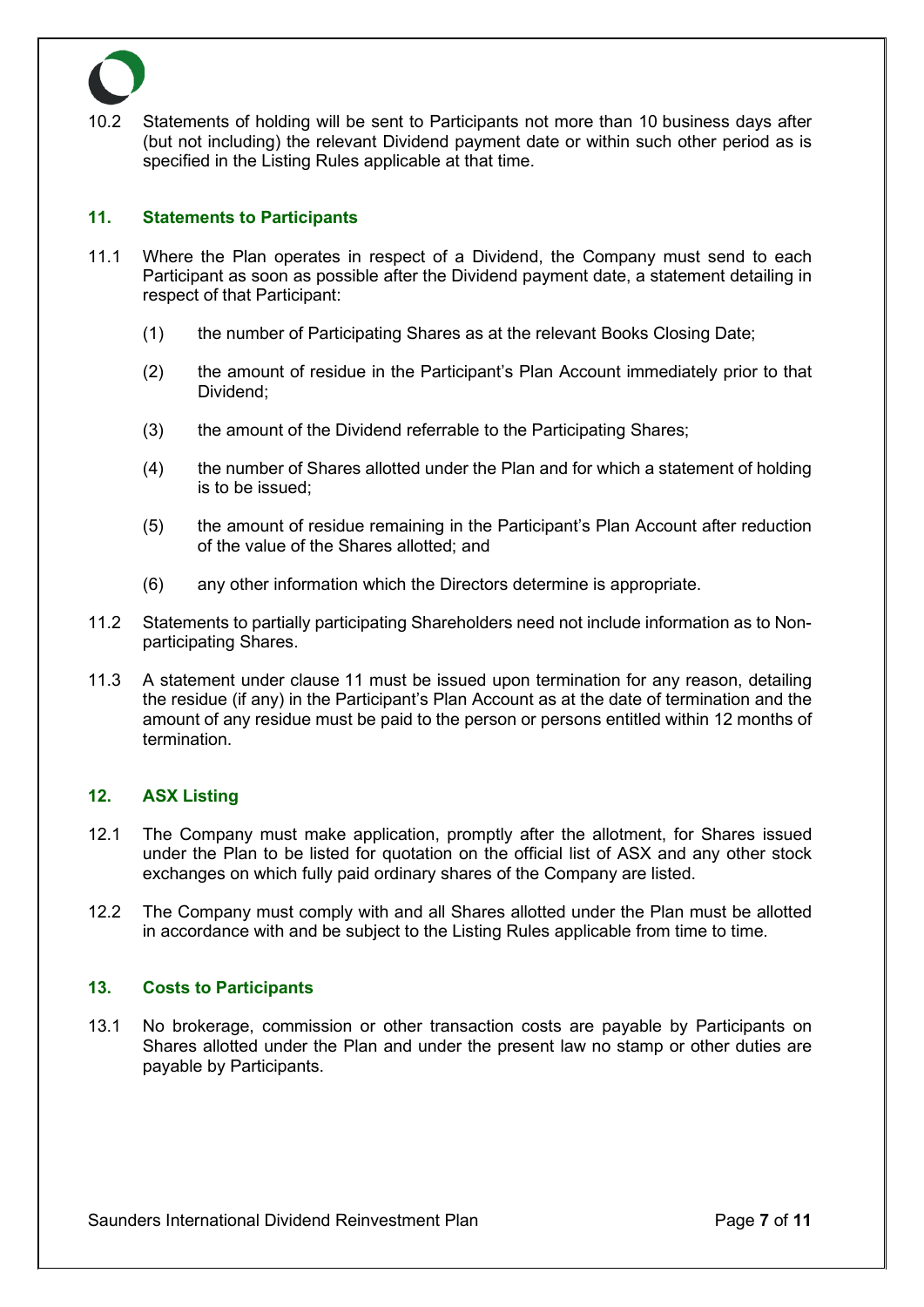10.2 Statements of holding will be sent to Participants not more than 10 business days after (but not including) the relevant Dividend payment date or within such other period as is specified in the Listing Rules applicable at that time.

## 11. Statements to Participants

11.1 Where the Plan operates in respect of a Dividend, the Company must send to each Participant as soon as possible after the Dividend payment date, a statement detailing in respect of that Participant:

(1) the number of Participating Shares as at the relevant Books Closing Date;

(2) the amount of residue in the Participant's Plan Account immediately prior to that Dividend;

(3) the amount of the Dividend referrable to the Participating Shares;

(4) the number of Shares allotted under the Plan and for which a statement of holding is to be issued;

(5) the amount of residue remaining in the Participant's Plan Account after reduction of the value of the Shares allotted; and

(6) any other information which the Directors determine is appropriate.

11.2 Statements to partially participating Shareholders need not include information as to Non-participating Shares.

11.3 A statement under clause 11 must be issued upon termination for any reason, detailing the residue (if any) in the Participant's Plan Account as at the date of termination and the amount of any residue must be paid to the person or persons entitled within 12 months of termination.

## 12. ASX Listing

12.1 The Company must make application, promptly after the allotment, for Shares issued under the Plan to be listed for quotation on the official list of ASX and any other stock exchanges on which fully paid ordinary shares of the Company are listed.

12.2 The Company must comply with and all Shares allotted under the Plan must be allotted in accordance with and be subject to the Listing Rules applicable from time to time.

## 13. Costs to Participants

13.1 No brokerage, commission or other transaction costs are payable by Participants on Shares allotted under the Plan and under the present law no stamp or other duties are payable by Participants.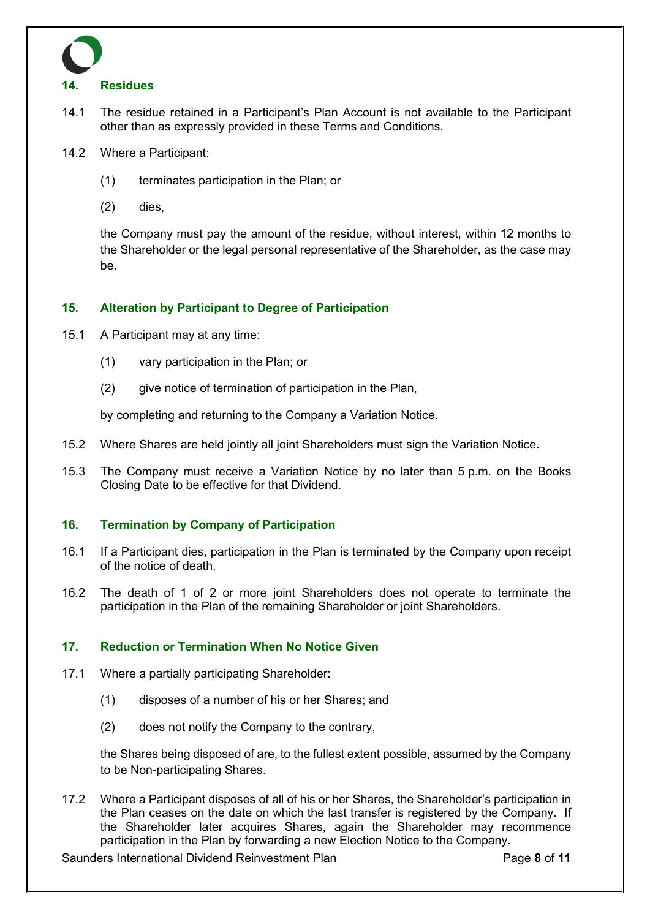## 14. Residues

14.1 The residue retained in a Participant's Plan Account is not available to the Participant other than as expressly provided in these Terms and Conditions.

14.2 Where a Participant:

(1) terminates participation in the Plan; or

(2) dies,

the Company must pay the amount of the residue, without interest, within 12 months to the Shareholder or the legal personal representative of the Shareholder, as the case may be.

## 15. Alteration by Participant to Degree of Participation

15.1 A Participant may at any time:

(1) vary participation in the Plan; or

(2) give notice of termination of participation in the Plan,

by completing and returning to the Company a Variation Notice.

15.2 Where Shares are held jointly all joint Shareholders must sign the Variation Notice.

15.3 The Company must receive a Variation Notice by no later than 5 p.m. on the Books Closing Date to be effective for that Dividend.

## 16. Termination by Company of Participation

16.1 If a Participant dies, participation in the Plan is terminated by the Company upon receipt of the notice of death.

16.2 The death of 1 of 2 or more joint Shareholders does not operate to terminate the participation in the Plan of the remaining Shareholder or joint Shareholders.

## 17. Reduction or Termination When No Notice Given

17.1 Where a partially participating Shareholder:

(1) disposes of a number of his or her Shares; and

(2) does not notify the Company to the contrary,

the Shares being disposed of are, to the fullest extent possible, assumed by the Company to be Non-participating Shares.

17.2 Where a Participant disposes of all of his or her Shares, the Shareholder's participation in the Plan ceases on the date on which the last transfer is registered by the Company. If the Shareholder later acquires Shares, again the Shareholder may recommence participation in the Plan by forwarding a new Election Notice to the Company.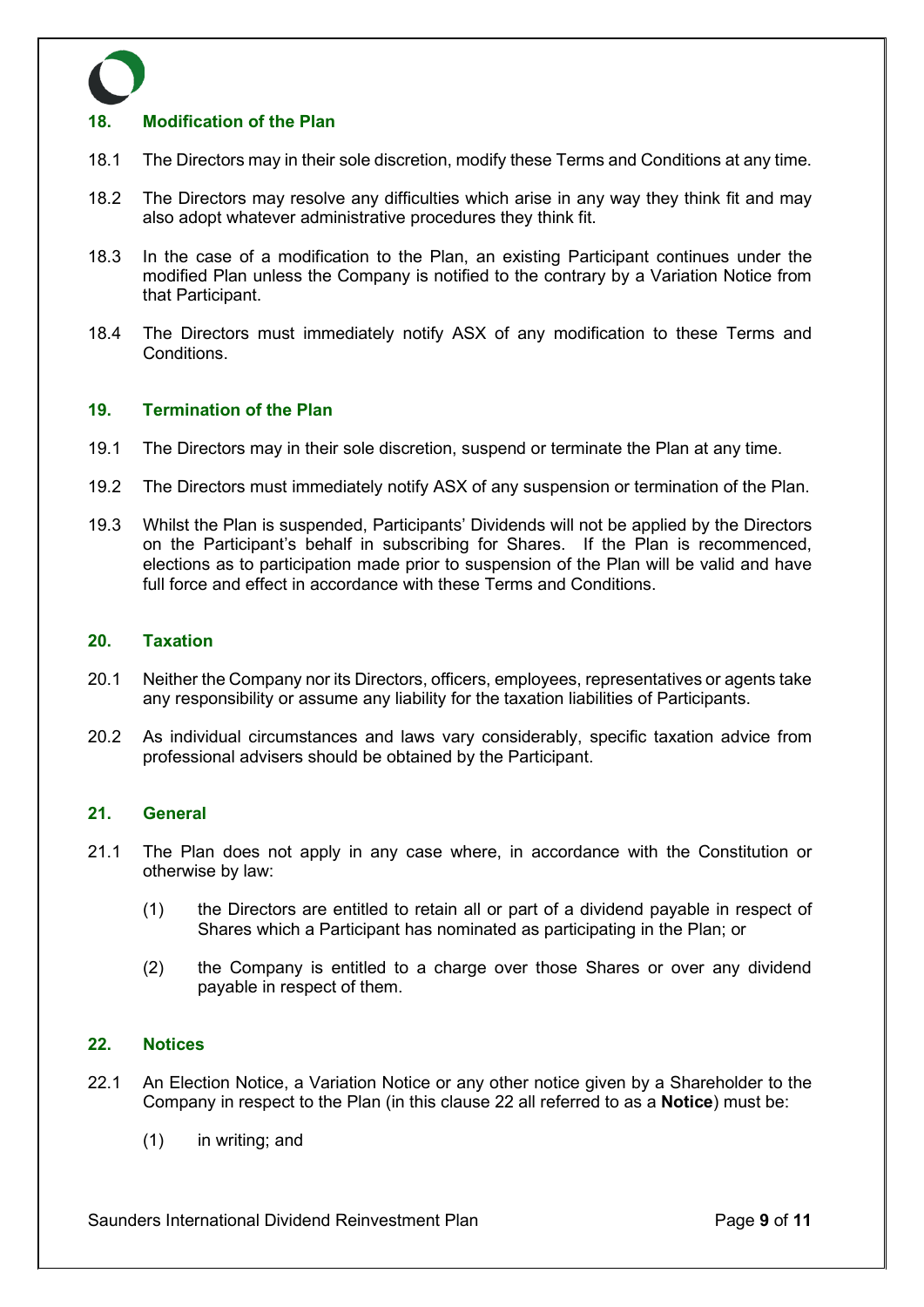## 18. Modification of the Plan

18.1 The Directors may in their sole discretion, modify these Terms and Conditions at any time.

18.2 The Directors may resolve any difficulties which arise in any way they think fit and may also adopt whatever administrative procedures they think fit.

18.3 In the case of a modification to the Plan, an existing Participant continues under the modified Plan unless the Company is notified to the contrary by a Variation Notice from that Participant.

18.4 The Directors must immediately notify ASX of any modification to these Terms and Conditions.

## 19. Termination of the Plan

19.1 The Directors may in their sole discretion, suspend or terminate the Plan at any time.

19.2 The Directors must immediately notify ASX of any suspension or termination of the Plan.

19.3 Whilst the Plan is suspended, Participants' Dividends will not be applied by the Directors on the Participant's behalf in subscribing for Shares. If the Plan is recommenced, elections as to participation made prior to suspension of the Plan will be valid and have full force and effect in accordance with these Terms and Conditions.

## 20. Taxation

20.1 Neither the Company nor its Directors, officers, employees, representatives or agents take any responsibility or assume any liability for the taxation liabilities of Participants.

20.2 As individual circumstances and laws vary considerably, specific taxation advice from professional advisers should be obtained by the Participant.

## 21. General

21.1 The Plan does not apply in any case where, in accordance with the Constitution or otherwise by law:

(1) the Directors are entitled to retain all or part of a dividend payable in respect of Shares which a Participant has nominated as participating in the Plan; or

(2) the Company is entitled to a charge over those Shares or over any dividend payable in respect of them.

## 22. Notices

22.1 An Election Notice, a Variation Notice or any other notice given by a Shareholder to the Company in respect to the Plan (in this clause 22 all referred to as a **Notice**) must be:

(1) in writing; and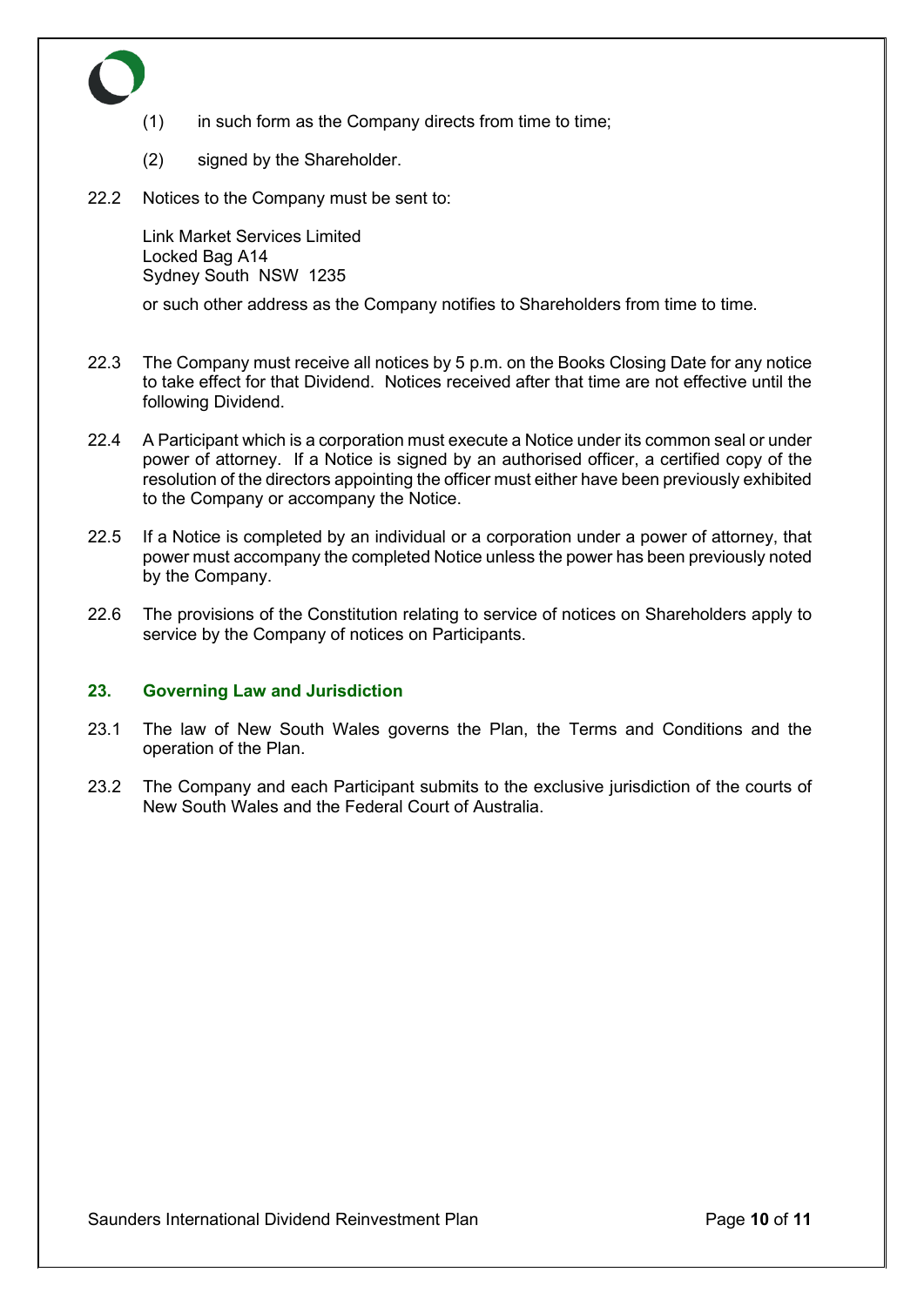(1) in such form as the Company directs from time to time;

(2) signed by the Shareholder.

22.2 Notices to the Company must be sent to:

Link Market Services Limited
Locked Bag A14
Sydney South NSW 1235

or such other address as the Company notifies to Shareholders from time to time.

22.3 The Company must receive all notices by 5 p.m. on the Books Closing Date for any notice to take effect for that Dividend. Notices received after that time are not effective until the following Dividend.

22.4 A Participant which is a corporation must execute a Notice under its common seal or under power of attorney. If a Notice is signed by an authorised officer, a certified copy of the resolution of the directors appointing the officer must either have been previously exhibited to the Company or accompany the Notice.

22.5 If a Notice is completed by an individual or a corporation under a power of attorney, that power must accompany the completed Notice unless the power has been previously noted by the Company.

22.6 The provisions of the Constitution relating to service of notices on Shareholders apply to service by the Company of notices on Participants.

## 23. Governing Law and Jurisdiction

23.1 The law of New South Wales governs the Plan, the Terms and Conditions and the operation of the Plan.

23.2 The Company and each Participant submits to the exclusive jurisdiction of the courts of New South Wales and the Federal Court of Australia.